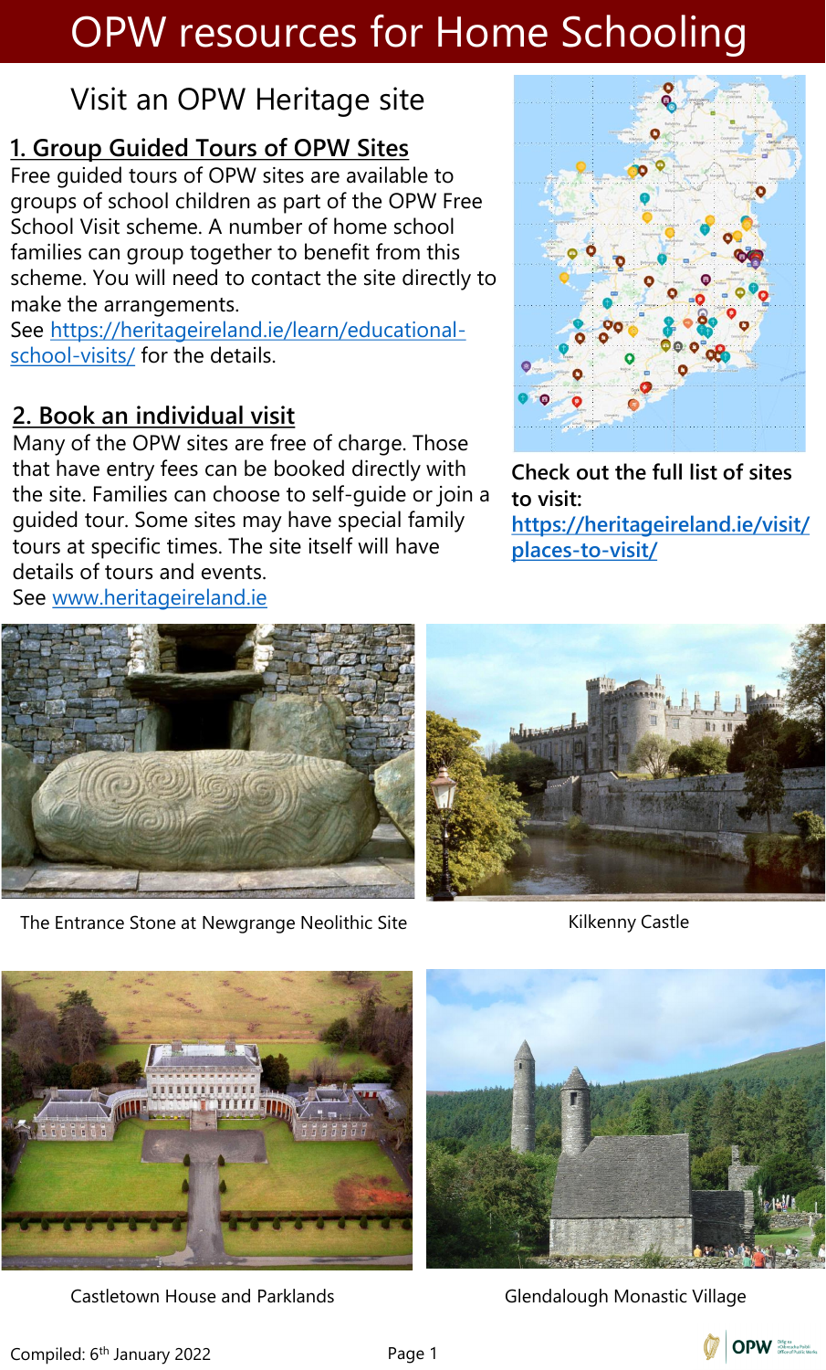# OPW resources for Home Schooling

## Visit an OPW Heritage site

### 1. Group Guided Tours of OPW Sites

Free guided tours of OPW sites are available to groups of school children as part of the OPW Free School Visit scheme. A number of home school families can group together to benefit from this scheme. You will need to contact the site directly to make the arrangements.
See https://heritageireland.ie/learn/educational-school-visits/ for the details.

### 2. Book an individual visit

Many of the OPW sites are free of charge. Those that have entry fees can be booked directly with the site. Families can choose to self-guide or join a guided tour. Some sites may have special family tours at specific times. The site itself will have details of tours and events.
See www.heritageireland.ie

**Check out the full list of sites to visit: https://heritageireland.ie/visit/places-to-visit/**

The Entrance Stone at Newgrange Neolithic Site

Kilkenny Castle

Castletown House and Parklands

Glendalough Monastic Village

Compiled: 6th January 2022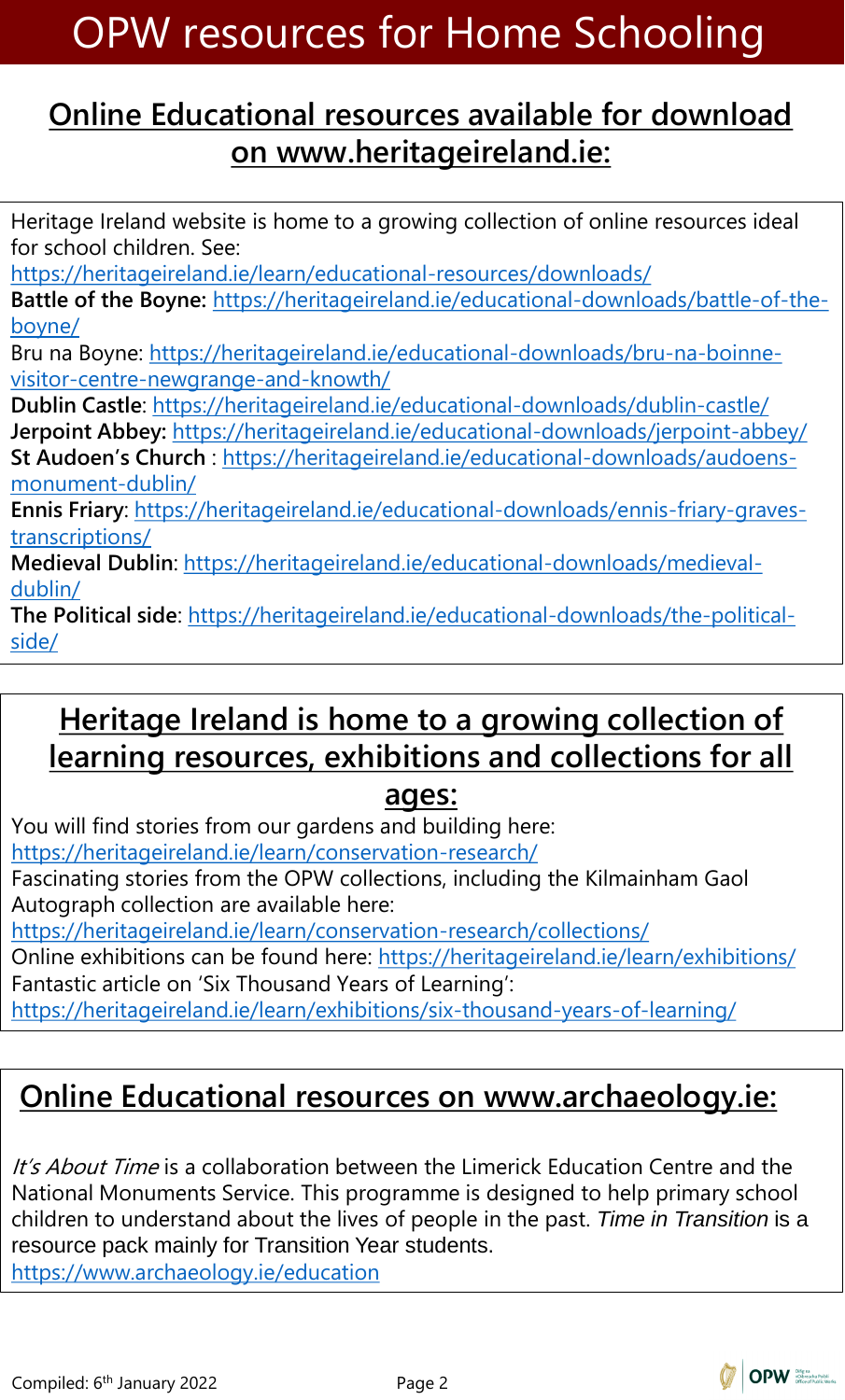# OPW resources for Home Schooling

## Online Educational resources available for download on www.heritageireland.ie:

Heritage Ireland website is home to a growing collection of online resources ideal for school children. See: https://heritageireland.ie/learn/educational-resources/downloads/

**Battle of the Boyne:** https://heritageireland.ie/educational-downloads/battle-of-the-boyne/

Bru na Boyne: https://heritageireland.ie/educational-downloads/bru-na-boinne-visitor-centre-newgrange-and-knowth/

**Dublin Castle**: https://heritageireland.ie/educational-downloads/dublin-castle/

**Jerpoint Abbey:** https://heritageireland.ie/educational-downloads/jerpoint-abbey/

**St Audoen's Church** : https://heritageireland.ie/educational-downloads/audoens-monument-dublin/

**Ennis Friary**: https://heritageireland.ie/educational-downloads/ennis-friary-graves-transcriptions/

**Medieval Dublin**: https://heritageireland.ie/educational-downloads/medieval-dublin/

**The Political side**: https://heritageireland.ie/educational-downloads/the-political-side/

## Heritage Ireland is home to a growing collection of learning resources, exhibitions and collections for all ages:

You will find stories from our gardens and building here: https://heritageireland.ie/learn/conservation-research/

Fascinating stories from the OPW collections, including the Kilmainham Gaol Autograph collection are available here: https://heritageireland.ie/learn/conservation-research/collections/

Online exhibitions can be found here: https://heritageireland.ie/learn/exhibitions/

Fantastic article on 'Six Thousand Years of Learning': https://heritageireland.ie/learn/exhibitions/six-thousand-years-of-learning/

## Online Educational resources on www.archaeology.ie:

*It's About Time* is a collaboration between the Limerick Education Centre and the National Monuments Service. This programme is designed to help primary school children to understand about the lives of people in the past. *Time in Transition* is a resource pack mainly for Transition Year students.

https://www.archaeology.ie/education

Compiled: 6th January 2022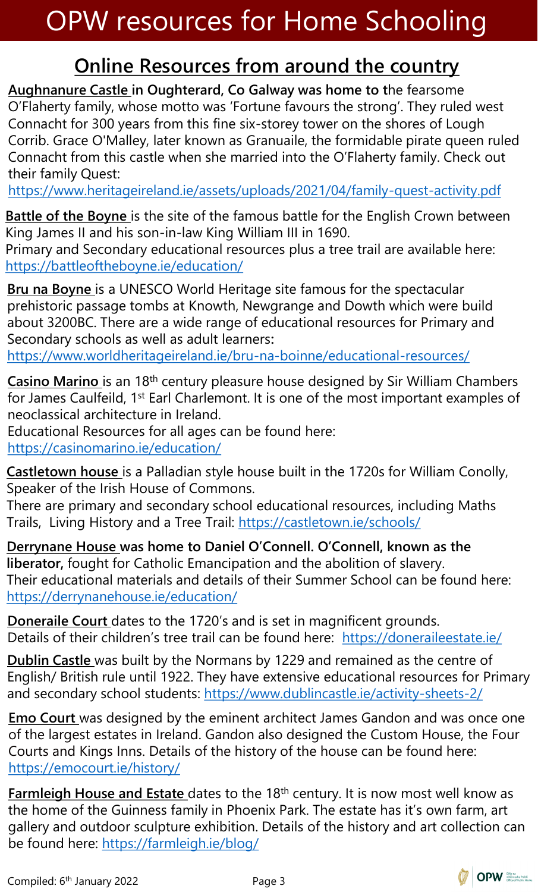# OPW resources for Home Schooling

## Online Resources from around the country

**Aughnanure Castle in Oughterard, Co Galway was home to t**he fearsome O'Flaherty family, whose motto was 'Fortune favours the strong'. They ruled west Connacht for 300 years from this fine six-storey tower on the shores of Lough Corrib. Grace O'Malley, later known as Granuaile, the formidable pirate queen ruled Connacht from this castle when she married into the O'Flaherty family. Check out their family Quest:
https://www.heritageireland.ie/assets/uploads/2021/04/family-quest-activity.pdf

**Battle of the Boyne** is the site of the famous battle for the English Crown between King James II and his son-in-law King William III in 1690.
Primary and Secondary educational resources plus a tree trail are available here:
https://battleoftheboyne.ie/education/

**Bru na Boyne** is a UNESCO World Heritage site famous for the spectacular prehistoric passage tombs at Knowth, Newgrange and Dowth which were build about 3200BC. There are a wide range of educational resources for Primary and Secondary schools as well as adult learners:
https://www.worldheritageireland.ie/bru-na-boinne/educational-resources/

**Casino Marino** is an 18th century pleasure house designed by Sir William Chambers for James Caulfeild, 1st Earl Charlemont. It is one of the most important examples of neoclassical architecture in Ireland.
Educational Resources for all ages can be found here:
https://casinomarino.ie/education/

**Castletown house** is a Palladian style house built in the 1720s for William Conolly, Speaker of the Irish House of Commons.
There are primary and secondary school educational resources, including Maths Trails, Living History and a Tree Trail: https://castletown.ie/schools/

**Derrynane House was home to Daniel O'Connell. O'Connell, known as the liberator,** fought for Catholic Emancipation and the abolition of slavery.
Their educational materials and details of their Summer School can be found here:
https://derrynanehouse.ie/education/

**Doneraile Court** dates to the 1720's and is set in magnificent grounds.
Details of their children's tree trail can be found here: https://doneraileestate.ie/

**Dublin Castle** was built by the Normans by 1229 and remained as the centre of English/ British rule until 1922. They have extensive educational resources for Primary and secondary school students: https://www.dublincastle.ie/activity-sheets-2/

**Emo Court** was designed by the eminent architect James Gandon and was once one of the largest estates in Ireland. Gandon also designed the Custom House, the Four Courts and Kings Inns. Details of the history of the house can be found here:
https://emocourt.ie/history/

**Farmleigh House and Estate** dates to the 18th century. It is now most well know as the home of the Guinness family in Phoenix Park. The estate has it's own farm, art gallery and outdoor sculpture exhibition. Details of the history and art collection can be found here: https://farmleigh.ie/blog/

Compiled: 6th January 2022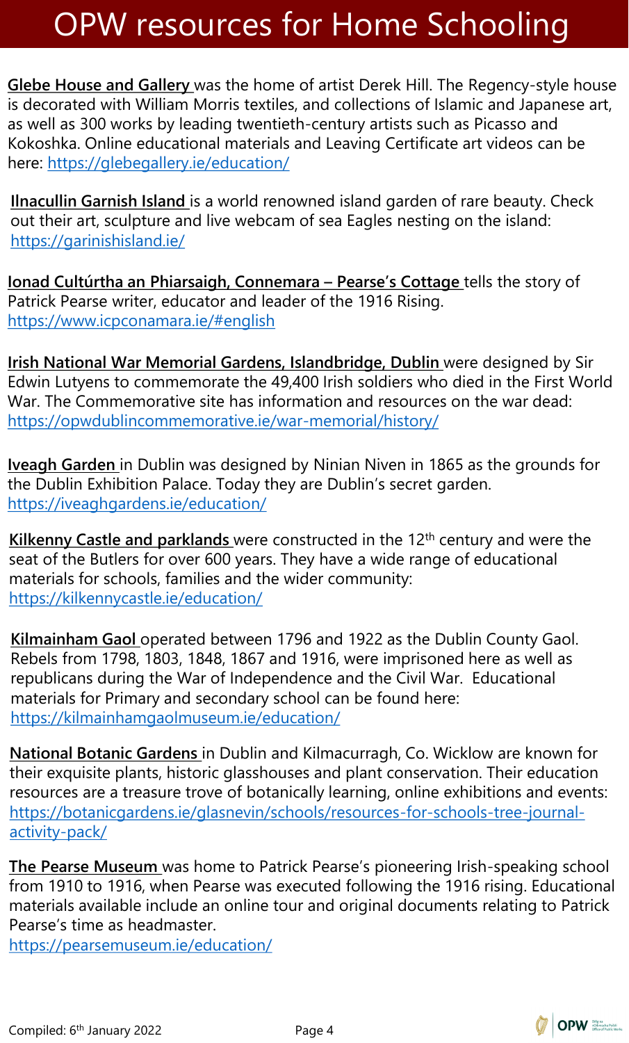# OPW resources for Home Schooling

**Glebe House and Gallery** was the home of artist Derek Hill. The Regency-style house is decorated with William Morris textiles, and collections of Islamic and Japanese art, as well as 300 works by leading twentieth-century artists such as Picasso and Kokoshka. Online educational materials and Leaving Certificate art videos can be here: https://glebegallery.ie/education/

**Ilnacullin Garnish Island** is a world renowned island garden of rare beauty. Check out their art, sculpture and live webcam of sea Eagles nesting on the island: https://garinishisland.ie/

**Ionad Cultúrtha an Phiarsaigh, Connemara – Pearse's Cottage** tells the story of Patrick Pearse writer, educator and leader of the 1916 Rising. https://www.icpconamara.ie/#english

**Irish National War Memorial Gardens, Islandbridge, Dublin** were designed by Sir Edwin Lutyens to commemorate the 49,400 Irish soldiers who died in the First World War. The Commemorative site has information and resources on the war dead: https://opwdublincommemorative.ie/war-memorial/history/

**Iveagh Garden** in Dublin was designed by Ninian Niven in 1865 as the grounds for the Dublin Exhibition Palace. Today they are Dublin's secret garden. https://iveaghgardens.ie/education/

**Kilkenny Castle and parklands** were constructed in the 12th century and were the seat of the Butlers for over 600 years. They have a wide range of educational materials for schools, families and the wider community: https://kilkennycastle.ie/education/

**Kilmainham Gaol** operated between 1796 and 1922 as the Dublin County Gaol. Rebels from 1798, 1803, 1848, 1867 and 1916, were imprisoned here as well as republicans during the War of Independence and the Civil War. Educational materials for Primary and secondary school can be found here: https://kilmainhamgaolmuseum.ie/education/

**National Botanic Gardens** in Dublin and Kilmacurragh, Co. Wicklow are known for their exquisite plants, historic glasshouses and plant conservation. Their education resources are a treasure trove of botanically learning, online exhibitions and events: https://botanicgardens.ie/glasnevin/schools/resources-for-schools-tree-journal-activity-pack/

**The Pearse Museum** was home to Patrick Pearse's pioneering Irish-speaking school from 1910 to 1916, when Pearse was executed following the 1916 rising. Educational materials available include an online tour and original documents relating to Patrick Pearse's time as headmaster.
https://pearsemuseum.ie/education/

Compiled: 6th January 2022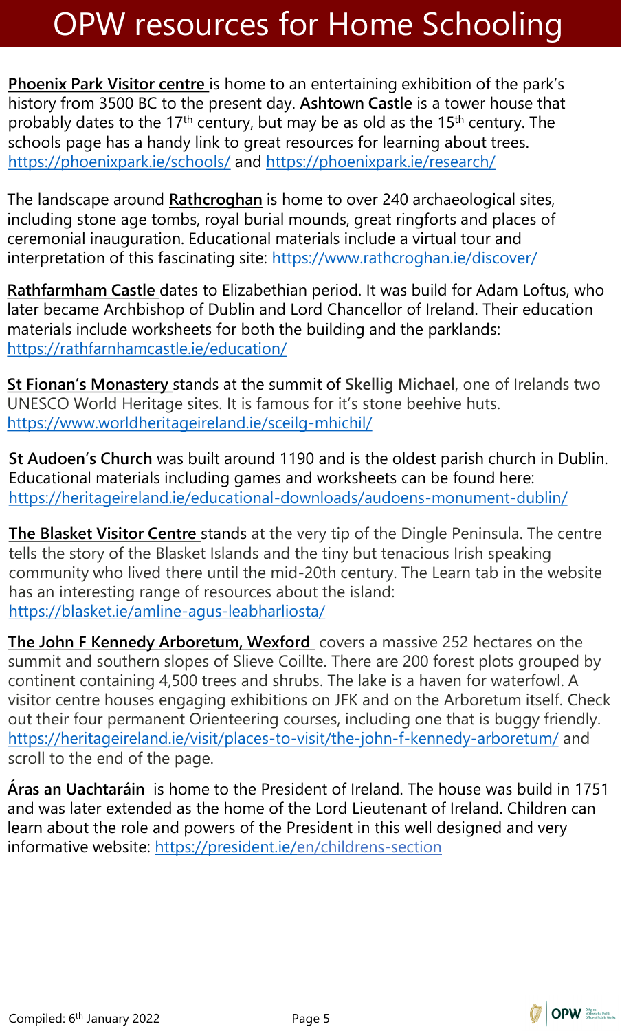# OPW resources for Home Schooling

**Phoenix Park Visitor centre** is home to an entertaining exhibition of the park's history from 3500 BC to the present day. **Ashtown Castle** is a tower house that probably dates to the 17th century, but may be as old as the 15th century. The schools page has a handy link to great resources for learning about trees. https://phoenixpark.ie/schools/ and https://phoenixpark.ie/research/

The landscape around **Rathcroghan** is home to over 240 archaeological sites, including stone age tombs, royal burial mounds, great ringforts and places of ceremonial inauguration. Educational materials include a virtual tour and interpretation of this fascinating site: https://www.rathcroghan.ie/discover/

**Rathfarmham Castle** dates to Elizabethian period. It was build for Adam Loftus, who later became Archbishop of Dublin and Lord Chancellor of Ireland. Their education materials include worksheets for both the building and the parklands: https://rathfarnhamcastle.ie/education/

**St Fionan's Monastery** stands at the summit of **Skellig Michael**, one of Irelands two UNESCO World Heritage sites. It is famous for it's stone beehive huts. https://www.worldheritageireland.ie/sceilg-mhichil/

**St Audoen's Church** was built around 1190 and is the oldest parish church in Dublin. Educational materials including games and worksheets can be found here: https://heritageireland.ie/educational-downloads/audoens-monument-dublin/

**The Blasket Visitor Centre** stands at the very tip of the Dingle Peninsula. The centre tells the story of the Blasket Islands and the tiny but tenacious Irish speaking community who lived there until the mid-20th century. The Learn tab in the website has an interesting range of resources about the island: https://blasket.ie/amline-agus-leabharliosta/

**The John F Kennedy Arboretum, Wexford** covers a massive 252 hectares on the summit and southern slopes of Slieve Coillte. There are 200 forest plots grouped by continent containing 4,500 trees and shrubs. The lake is a haven for waterfowl. A visitor centre houses engaging exhibitions on JFK and on the Arboretum itself. Check out their four permanent Orienteering courses, including one that is buggy friendly. https://heritageireland.ie/visit/places-to-visit/the-john-f-kennedy-arboretum/ and scroll to the end of the page.

**Áras an Uachtaráin** is home to the President of Ireland. The house was build in 1751 and was later extended as the home of the Lord Lieutenant of Ireland. Children can learn about the role and powers of the President in this well designed and very informative website: https://president.ie/en/childrens-section

Compiled: 6th January 2022